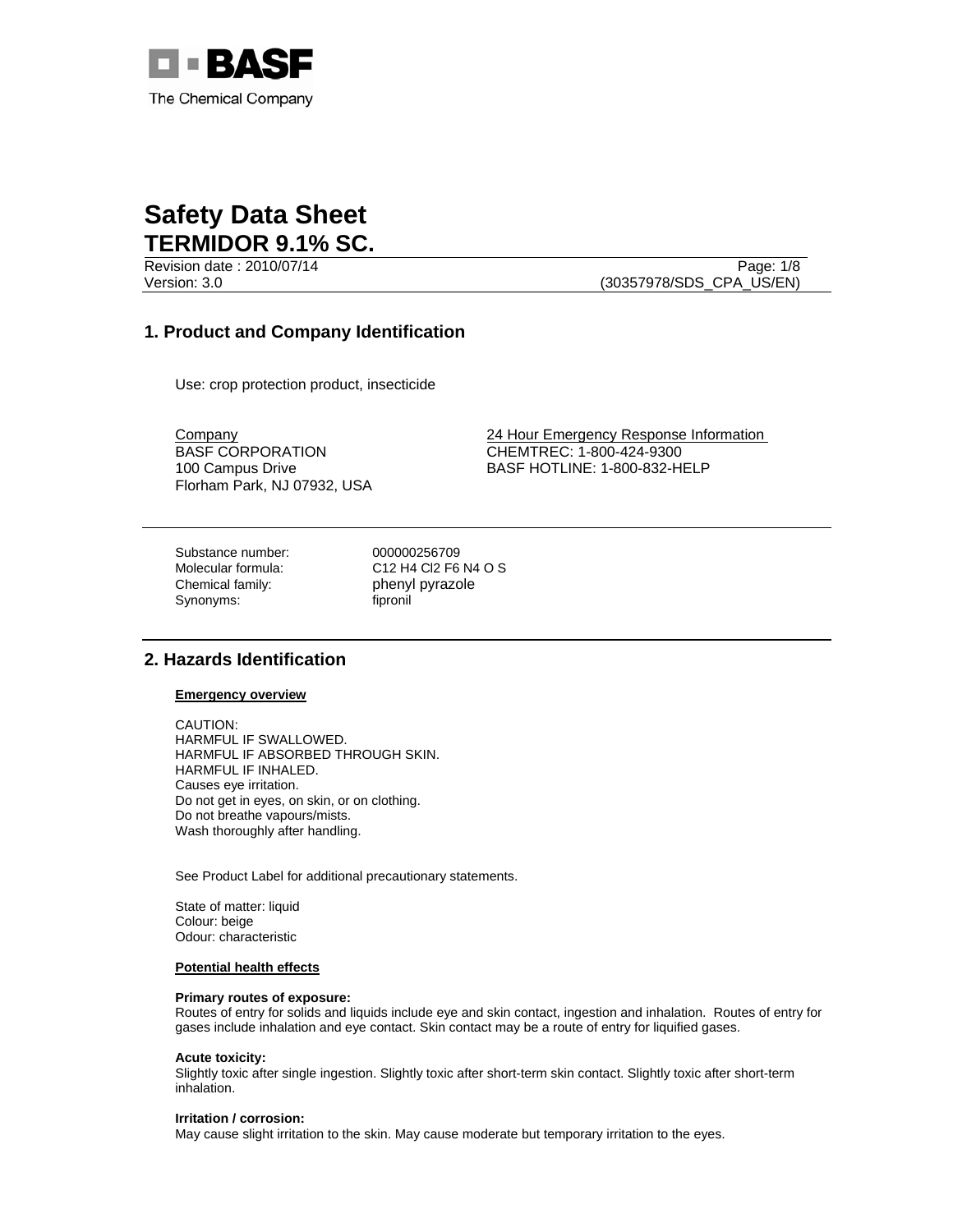BASF

The Chemical Company

# Safety Data Sheet
# TERMIDOR 9.1% SC.

Revision date : 2010/07/14
Version: 3.0
(30357978/SDS_CPA_US/EN)

## 1. Product and Company Identification

Use: crop protection product, insecticide

Company
BASF CORPORATION
100 Campus Drive
Florham Park, NJ 07932, USA

24 Hour Emergency Response Information
CHEMTREC: 1-800-424-9300
BASF HOTLINE: 1-800-832-HELP

| | |
|---|---|
| Substance number: | 000000256709 |
| Molecular formula: | $C_{12} H_4 Cl_2 F_6 N_4 O S$ |
| Chemical family: | phenyl pyrazole |
| Synonyms: | fipronil |

## 2. Hazards Identification

**Emergency overview**

CAUTION:
HARMFUL IF SWALLOWED.
HARMFUL IF ABSORBED THROUGH SKIN.
HARMFUL IF INHALED.
Causes eye irritation.
Do not get in eyes, on skin, or on clothing.
Do not breathe vapours/mists.
Wash thoroughly after handling.

See Product Label for additional precautionary statements.

State of matter: liquid
Colour: beige
Odour: characteristic

**Potential health effects**

**Primary routes of exposure:**
Routes of entry for solids and liquids include eye and skin contact, ingestion and inhalation. Routes of entry for gases include inhalation and eye contact. Skin contact may be a route of entry for liquified gases.

**Acute toxicity:**
Slightly toxic after single ingestion. Slightly toxic after short-term skin contact. Slightly toxic after short-term inhalation.

**Irritation / corrosion:**
May cause slight irritation to the skin. May cause moderate but temporary irritation to the eyes.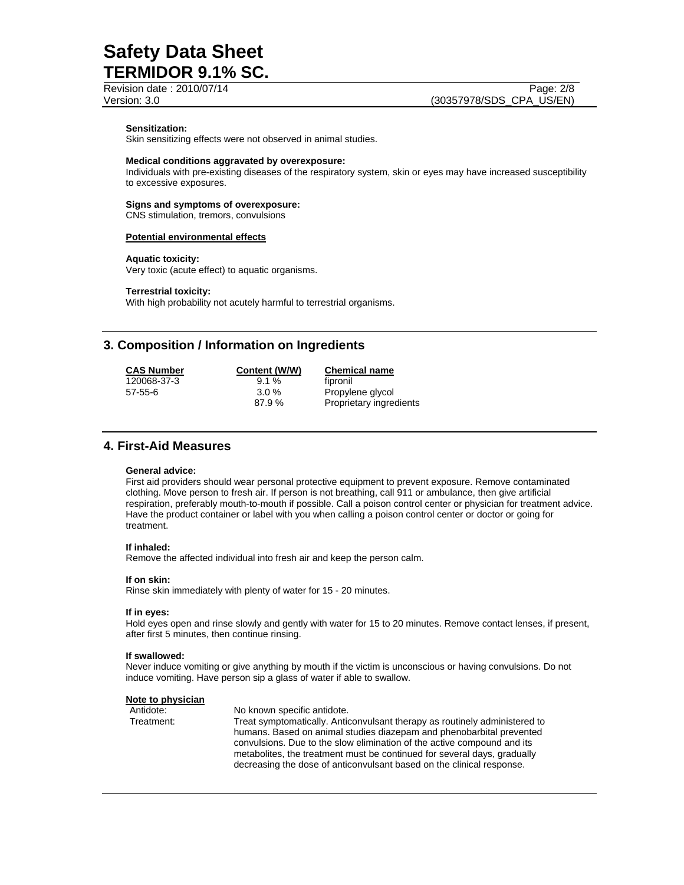**Sensitization:**
Skin sensitizing effects were not observed in animal studies.

**Medical conditions aggravated by overexposure:**
Individuals with pre-existing diseases of the respiratory system, skin or eyes may have increased susceptibility to excessive exposures.

**Signs and symptoms of overexposure:**
CNS stimulation, tremors, convulsions

**Potential environmental effects**

**Aquatic toxicity:**
Very toxic (acute effect) to aquatic organisms.

**Terrestrial toxicity:**
With high probability not acutely harmful to terrestrial organisms.

## 3. Composition / Information on Ingredients

| CAS Number | Content (W/W) | Chemical name |
|---|---|---|
| 120068-37-3 | 9.1 % | fipronil |
| 57-55-6 | 3.0 % | Propylene glycol |
| | 87.9 % | Proprietary ingredients |

## 4. First-Aid Measures

**General advice:**
First aid providers should wear personal protective equipment to prevent exposure. Remove contaminated clothing. Move person to fresh air. If person is not breathing, call 911 or ambulance, then give artificial respiration, preferably mouth-to-mouth if possible. Call a poison control center or physician for treatment advice. Have the product container or label with you when calling a poison control center or doctor or going for treatment.

**If inhaled:**
Remove the affected individual into fresh air and keep the person calm.

**If on skin:**
Rinse skin immediately with plenty of water for 15 - 20 minutes.

**If in eyes:**
Hold eyes open and rinse slowly and gently with water for 15 to 20 minutes. Remove contact lenses, if present, after first 5 minutes, then continue rinsing.

**If swallowed:**
Never induce vomiting or give anything by mouth if the victim is unconscious or having convulsions. Do not induce vomiting. Have person sip a glass of water if able to swallow.

**Note to physician**

Antidote: No known specific antidote.

Treatment: Treat symptomatically. Anticonvulsant therapy as routinely administered to humans. Based on animal studies diazepam and phenobarbital prevented convulsions. Due to the slow elimination of the active compound and its metabolites, the treatment must be continued for several days, gradually decreasing the dose of anticonvulsant based on the clinical response.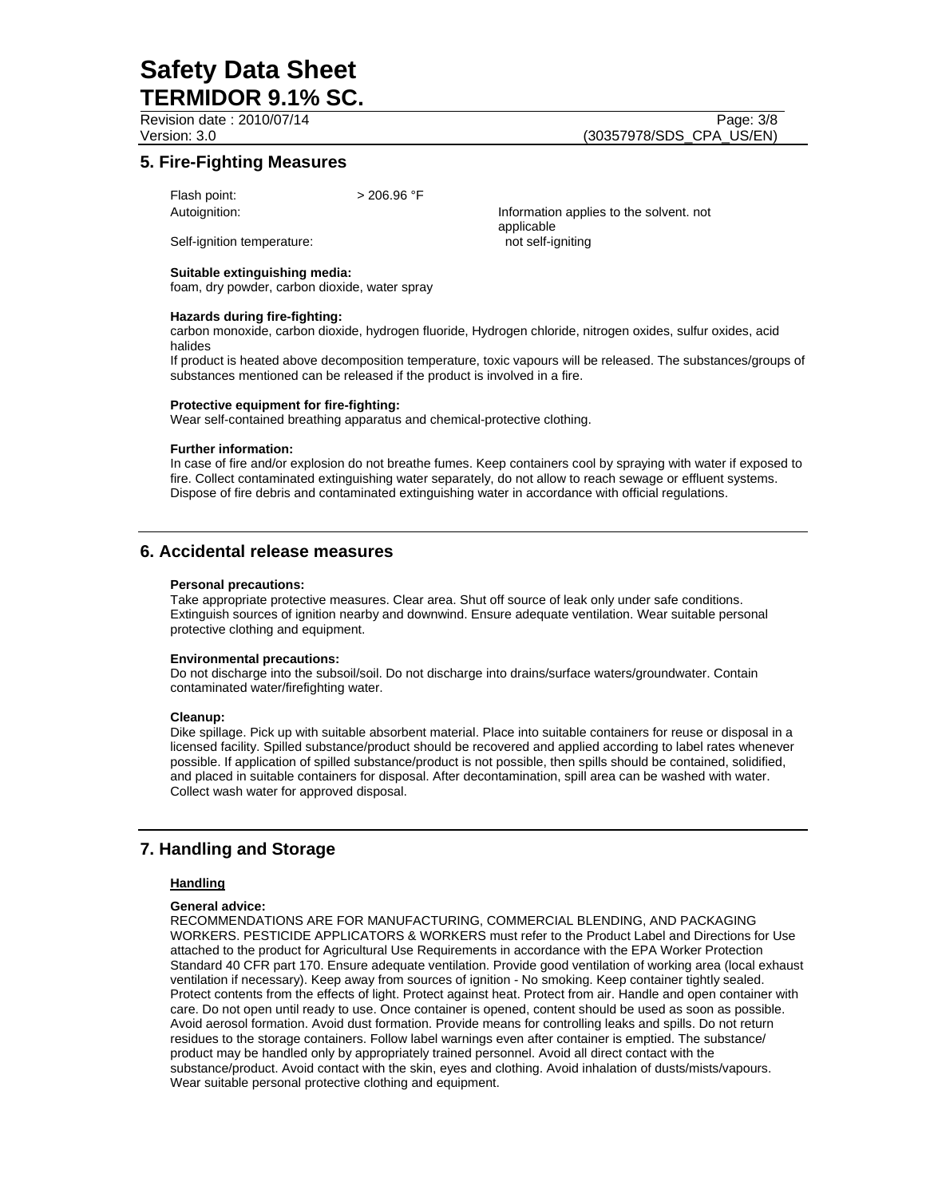## 5. Fire-Fighting Measures

Flash point: > 206.96 °F

Autoignition: Information applies to the solvent. not applicable

Self-ignition temperature: not self-igniting

**Suitable extinguishing media:**
foam, dry powder, carbon dioxide, water spray

**Hazards during fire-fighting:**
carbon monoxide, carbon dioxide, hydrogen fluoride, Hydrogen chloride, nitrogen oxides, sulfur oxides, acid halides
If product is heated above decomposition temperature, toxic vapours will be released. The substances/groups of substances mentioned can be released if the product is involved in a fire.

**Protective equipment for fire-fighting:**
Wear self-contained breathing apparatus and chemical-protective clothing.

**Further information:**
In case of fire and/or explosion do not breathe fumes. Keep containers cool by spraying with water if exposed to fire. Collect contaminated extinguishing water separately, do not allow to reach sewage or effluent systems. Dispose of fire debris and contaminated extinguishing water in accordance with official regulations.

## 6. Accidental release measures

**Personal precautions:**
Take appropriate protective measures. Clear area. Shut off source of leak only under safe conditions. Extinguish sources of ignition nearby and downwind. Ensure adequate ventilation. Wear suitable personal protective clothing and equipment.

**Environmental precautions:**
Do not discharge into the subsoil/soil. Do not discharge into drains/surface waters/groundwater. Contain contaminated water/firefighting water.

**Cleanup:**
Dike spillage. Pick up with suitable absorbent material. Place into suitable containers for reuse or disposal in a licensed facility. Spilled substance/product should be recovered and applied according to label rates whenever possible. If application of spilled substance/product is not possible, then spills should be contained, solidified, and placed in suitable containers for disposal. After decontamination, spill area can be washed with water. Collect wash water for approved disposal.

## 7. Handling and Storage

### Handling

**General advice:**
RECOMMENDATIONS ARE FOR MANUFACTURING, COMMERCIAL BLENDING, AND PACKAGING WORKERS. PESTICIDE APPLICATORS & WORKERS must refer to the Product Label and Directions for Use attached to the product for Agricultural Use Requirements in accordance with the EPA Worker Protection Standard 40 CFR part 170. Ensure adequate ventilation. Provide good ventilation of working area (local exhaust ventilation if necessary). Keep away from sources of ignition - No smoking. Keep container tightly sealed. Protect contents from the effects of light. Protect against heat. Protect from air. Handle and open container with care. Do not open until ready to use. Once container is opened, content should be used as soon as possible. Avoid aerosol formation. Avoid dust formation. Provide means for controlling leaks and spills. Do not return residues to the storage containers. Follow label warnings even after container is emptied. The substance/ product may be handled only by appropriately trained personnel. Avoid all direct contact with the substance/product. Avoid contact with the skin, eyes and clothing. Avoid inhalation of dusts/mists/vapours. Wear suitable personal protective clothing and equipment.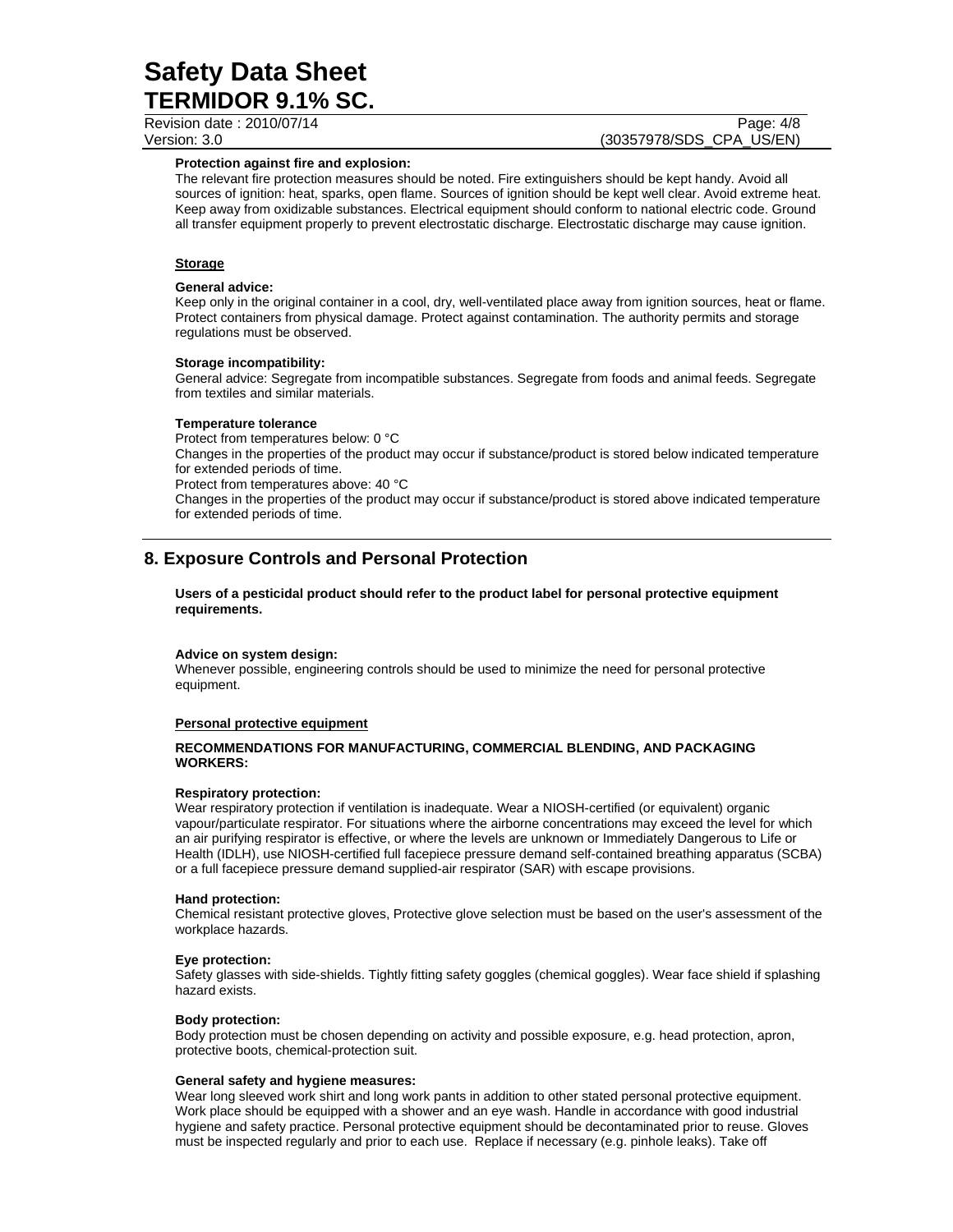**Protection against fire and explosion:**
The relevant fire protection measures should be noted. Fire extinguishers should be kept handy. Avoid all sources of ignition: heat, sparks, open flame. Sources of ignition should be kept well clear. Avoid extreme heat. Keep away from oxidizable substances. Electrical equipment should conform to national electric code. Ground all transfer equipment properly to prevent electrostatic discharge. Electrostatic discharge may cause ignition.

**Storage**

**General advice:**
Keep only in the original container in a cool, dry, well-ventilated place away from ignition sources, heat or flame. Protect containers from physical damage. Protect against contamination. The authority permits and storage regulations must be observed.

**Storage incompatibility:**
General advice: Segregate from incompatible substances. Segregate from foods and animal feeds. Segregate from textiles and similar materials.

**Temperature tolerance**
Protect from temperatures below: 0 °C
Changes in the properties of the product may occur if substance/product is stored below indicated temperature for extended periods of time.
Protect from temperatures above: 40 °C
Changes in the properties of the product may occur if substance/product is stored above indicated temperature for extended periods of time.

## 8. Exposure Controls and Personal Protection

**Users of a pesticidal product should refer to the product label for personal protective equipment requirements.**

**Advice on system design:**
Whenever possible, engineering controls should be used to minimize the need for personal protective equipment.

**Personal protective equipment**

**RECOMMENDATIONS FOR MANUFACTURING, COMMERCIAL BLENDING, AND PACKAGING WORKERS:**

**Respiratory protection:**
Wear respiratory protection if ventilation is inadequate. Wear a NIOSH-certified (or equivalent) organic vapour/particulate respirator. For situations where the airborne concentrations may exceed the level for which an air purifying respirator is effective, or where the levels are unknown or Immediately Dangerous to Life or Health (IDLH), use NIOSH-certified full facepiece pressure demand self-contained breathing apparatus (SCBA) or a full facepiece pressure demand supplied-air respirator (SAR) with escape provisions.

**Hand protection:**
Chemical resistant protective gloves, Protective glove selection must be based on the user's assessment of the workplace hazards.

**Eye protection:**
Safety glasses with side-shields. Tightly fitting safety goggles (chemical goggles). Wear face shield if splashing hazard exists.

**Body protection:**
Body protection must be chosen depending on activity and possible exposure, e.g. head protection, apron, protective boots, chemical-protection suit.

**General safety and hygiene measures:**
Wear long sleeved work shirt and long work pants in addition to other stated personal protective equipment. Work place should be equipped with a shower and an eye wash. Handle in accordance with good industrial hygiene and safety practice. Personal protective equipment should be decontaminated prior to reuse. Gloves must be inspected regularly and prior to each use. Replace if necessary (e.g. pinhole leaks). Take off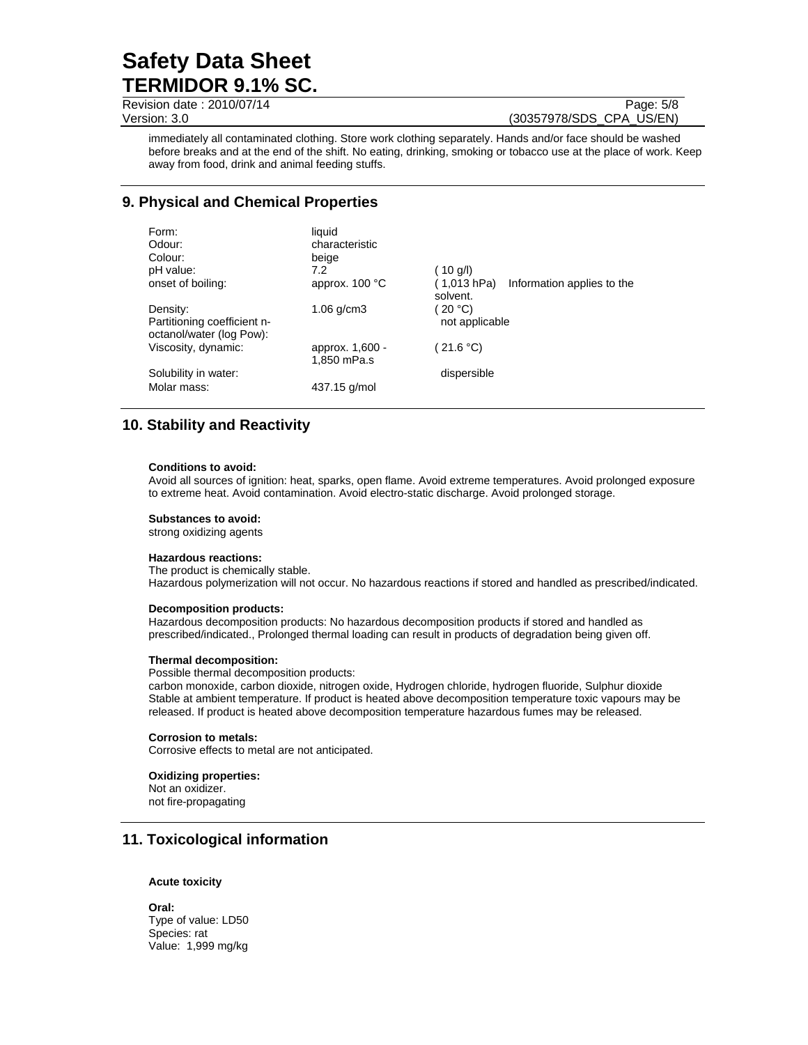immediately all contaminated clothing. Store work clothing separately. Hands and/or face should be washed before breaks and at the end of the shift. No eating, drinking, smoking or tobacco use at the place of work. Keep away from food, drink and animal feeding stuffs.

## 9. Physical and Chemical Properties

| | | |
|---|---|---|
| Form: | liquid | |
| Odour: | characteristic | |
| Colour: | beige | |
| pH value: | 7.2 | ( 10 g/l) |
| onset of boiling: | approx. 100 °C | ( 1,013 hPa) Information applies to the solvent. |
| Density: | 1.06 g/cm3 | ( 20 °C) |
| Partitioning coefficient n-octanol/water (log Pow): | | not applicable |
| Viscosity, dynamic: | approx. 1,600 - 1,850 mPa.s | ( 21.6 °C) |
| Solubility in water: | | dispersible |
| Molar mass: | 437.15 g/mol | |

## 10. Stability and Reactivity

**Conditions to avoid:**
Avoid all sources of ignition: heat, sparks, open flame. Avoid extreme temperatures. Avoid prolonged exposure to extreme heat. Avoid contamination. Avoid electro-static discharge. Avoid prolonged storage.

**Substances to avoid:**
strong oxidizing agents

**Hazardous reactions:**
The product is chemically stable.
Hazardous polymerization will not occur. No hazardous reactions if stored and handled as prescribed/indicated.

**Decomposition products:**
Hazardous decomposition products: No hazardous decomposition products if stored and handled as prescribed/indicated., Prolonged thermal loading can result in products of degradation being given off.

**Thermal decomposition:**
Possible thermal decomposition products:
carbon monoxide, carbon dioxide, nitrogen oxide, Hydrogen chloride, hydrogen fluoride, Sulphur dioxide
Stable at ambient temperature. If product is heated above decomposition temperature toxic vapours may be released. If product is heated above decomposition temperature hazardous fumes may be released.

**Corrosion to metals:**
Corrosive effects to metal are not anticipated.

**Oxidizing properties:**
Not an oxidizer.
not fire-propagating

## 11. Toxicological information

**Acute toxicity**

**Oral:**
Type of value: LD50
Species: rat
Value: 1,999 mg/kg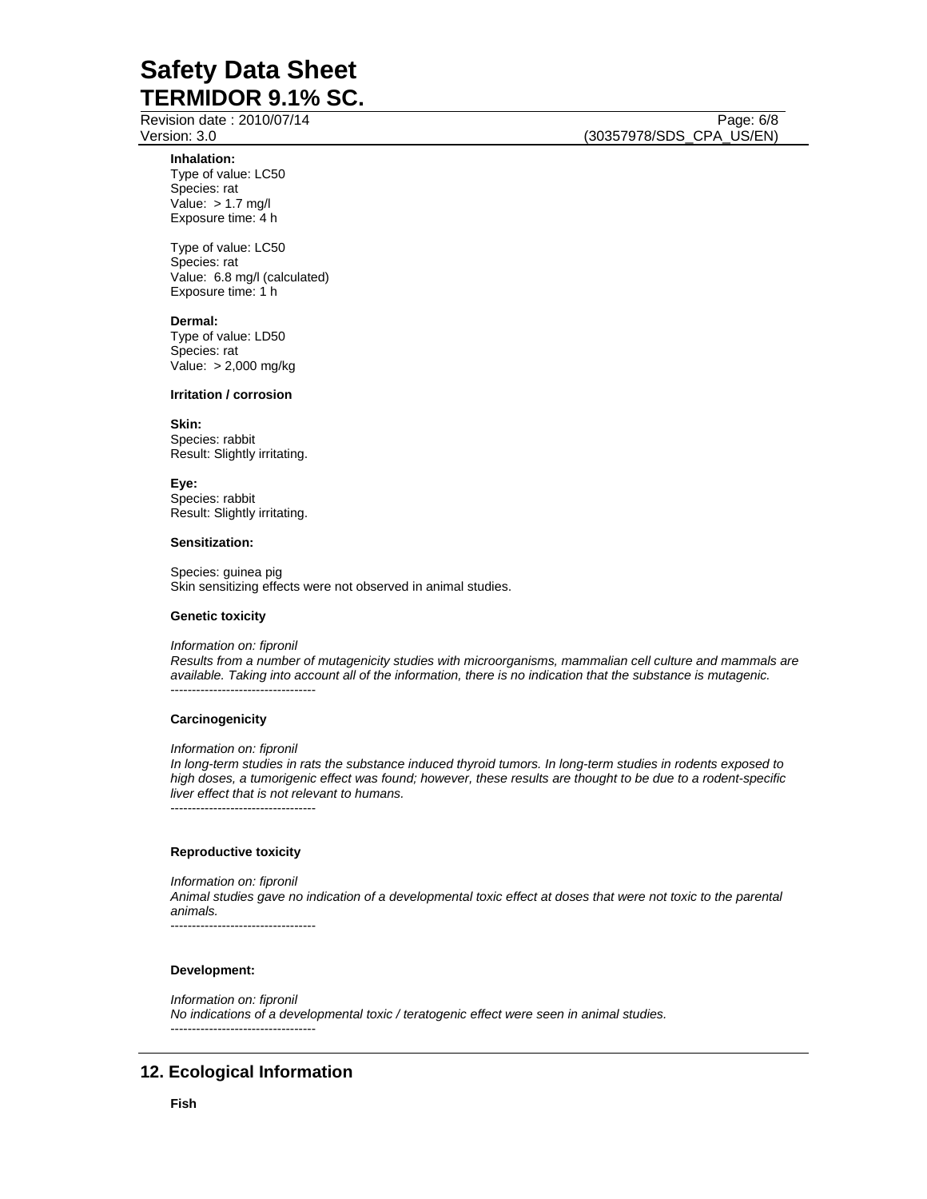**Inhalation:**
Type of value: LC50
Species: rat
Value: > 1.7 mg/l
Exposure time: 4 h

Type of value: LC50
Species: rat
Value: 6.8 mg/l (calculated)
Exposure time: 1 h

**Dermal:**
Type of value: LD50
Species: rat
Value: > 2,000 mg/kg

**Irritation / corrosion**

**Skin:**
Species: rabbit
Result: Slightly irritating.

**Eye:**
Species: rabbit
Result: Slightly irritating.

**Sensitization:**

Species: guinea pig
Skin sensitizing effects were not observed in animal studies.

**Genetic toxicity**

*Information on: fipronil*
*Results from a number of mutagenicity studies with microorganisms, mammalian cell culture and mammals are available. Taking into account all of the information, there is no indication that the substance is mutagenic.*
----------------------------------

**Carcinogenicity**

*Information on: fipronil*
*In long-term studies in rats the substance induced thyroid tumors. In long-term studies in rodents exposed to high doses, a tumorigenic effect was found; however, these results are thought to be due to a rodent-specific liver effect that is not relevant to humans.*
----------------------------------

**Reproductive toxicity**

*Information on: fipronil*
*Animal studies gave no indication of a developmental toxic effect at doses that were not toxic to the parental animals.*
----------------------------------

**Development:**

*Information on: fipronil*
*No indications of a developmental toxic / teratogenic effect were seen in animal studies.*
----------------------------------

## 12. Ecological Information

**Fish**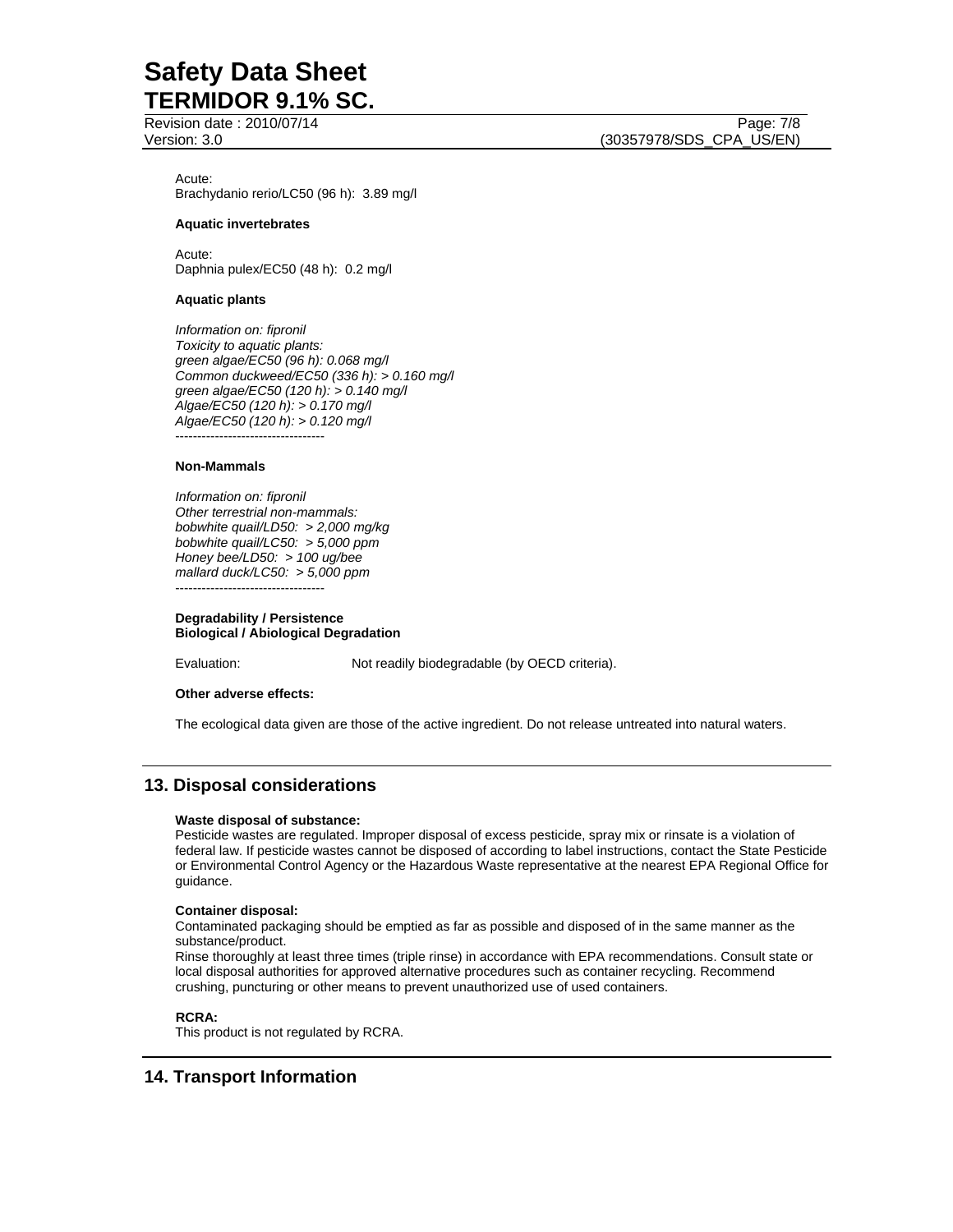Acute:
Brachydanio rerio/LC50 (96 h): 3.89 mg/l

**Aquatic invertebrates**

Acute:
Daphnia pulex/EC50 (48 h): 0.2 mg/l

**Aquatic plants**

*Information on: fipronil*
*Toxicity to aquatic plants:*
*green algae/EC50 (96 h): 0.068 mg/l*
*Common duckweed/EC50 (336 h): > 0.160 mg/l*
*green algae/EC50 (120 h): > 0.140 mg/l*
*Algae/EC50 (120 h): > 0.170 mg/l*
*Algae/EC50 (120 h): > 0.120 mg/l*
----------------------------------

**Non-Mammals**

*Information on: fipronil*
*Other terrestrial non-mammals:*
*bobwhite quail/LD50: > 2,000 mg/kg*
*bobwhite quail/LC50: > 5,000 ppm*
*Honey bee/LD50: > 100 ug/bee*
*mallard duck/LC50: > 5,000 ppm*
----------------------------------

**Degradability / Persistence**
**Biological / Abiological Degradation**

Evaluation: Not readily biodegradable (by OECD criteria).

**Other adverse effects:**

The ecological data given are those of the active ingredient. Do not release untreated into natural waters.

## 13. Disposal considerations

**Waste disposal of substance:**
Pesticide wastes are regulated. Improper disposal of excess pesticide, spray mix or rinsate is a violation of federal law. If pesticide wastes cannot be disposed of according to label instructions, contact the State Pesticide or Environmental Control Agency or the Hazardous Waste representative at the nearest EPA Regional Office for guidance.

**Container disposal:**
Contaminated packaging should be emptied as far as possible and disposed of in the same manner as the substance/product.
Rinse thoroughly at least three times (triple rinse) in accordance with EPA recommendations. Consult state or local disposal authorities for approved alternative procedures such as container recycling. Recommend crushing, puncturing or other means to prevent unauthorized use of used containers.

**RCRA:**
This product is not regulated by RCRA.

## 14. Transport Information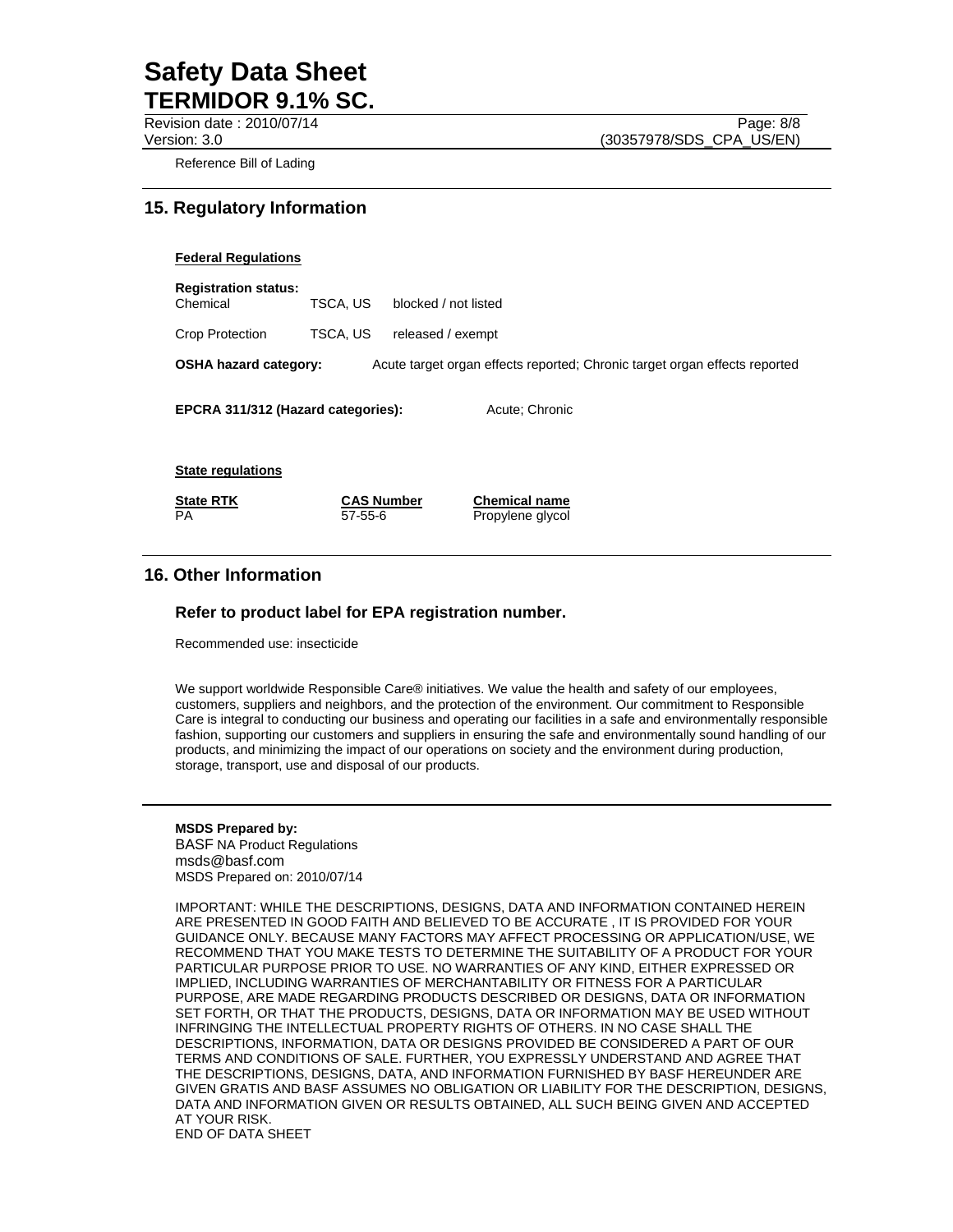Reference Bill of Lading

## 15. Regulatory Information

**Federal Regulations**

**Registration status:**

| | | |
|---|---|---|
| Chemical | TSCA, US | blocked / not listed |
| Crop Protection | TSCA, US | released / exempt |

**OSHA hazard category:** Acute target organ effects reported; Chronic target organ effects reported

**EPCRA 311/312 (Hazard categories):** Acute; Chronic

**State regulations**

| State RTK | CAS Number | Chemical name |
|---|---|---|
| PA | 57-55-6 | Propylene glycol |

## 16. Other Information

### Refer to product label for EPA registration number.

Recommended use: insecticide

We support worldwide Responsible Care® initiatives. We value the health and safety of our employees, customers, suppliers and neighbors, and the protection of the environment. Our commitment to Responsible Care is integral to conducting our business and operating our facilities in a safe and environmentally responsible fashion, supporting our customers and suppliers in ensuring the safe and environmentally sound handling of our products, and minimizing the impact of our operations on society and the environment during production, storage, transport, use and disposal of our products.

**MSDS Prepared by:**
BASF NA Product Regulations
msds@basf.com
MSDS Prepared on: 2010/07/14

IMPORTANT: WHILE THE DESCRIPTIONS, DESIGNS, DATA AND INFORMATION CONTAINED HEREIN ARE PRESENTED IN GOOD FAITH AND BELIEVED TO BE ACCURATE , IT IS PROVIDED FOR YOUR GUIDANCE ONLY. BECAUSE MANY FACTORS MAY AFFECT PROCESSING OR APPLICATION/USE, WE RECOMMEND THAT YOU MAKE TESTS TO DETERMINE THE SUITABILITY OF A PRODUCT FOR YOUR PARTICULAR PURPOSE PRIOR TO USE. NO WARRANTIES OF ANY KIND, EITHER EXPRESSED OR IMPLIED, INCLUDING WARRANTIES OF MERCHANTABILITY OR FITNESS FOR A PARTICULAR PURPOSE, ARE MADE REGARDING PRODUCTS DESCRIBED OR DESIGNS, DATA OR INFORMATION SET FORTH, OR THAT THE PRODUCTS, DESIGNS, DATA OR INFORMATION MAY BE USED WITHOUT INFRINGING THE INTELLECTUAL PROPERTY RIGHTS OF OTHERS. IN NO CASE SHALL THE DESCRIPTIONS, INFORMATION, DATA OR DESIGNS PROVIDED BE CONSIDERED A PART OF OUR TERMS AND CONDITIONS OF SALE. FURTHER, YOU EXPRESSLY UNDERSTAND AND AGREE THAT THE DESCRIPTIONS, DESIGNS, DATA, AND INFORMATION FURNISHED BY BASF HEREUNDER ARE GIVEN GRATIS AND BASF ASSUMES NO OBLIGATION OR LIABILITY FOR THE DESCRIPTION, DESIGNS, DATA AND INFORMATION GIVEN OR RESULTS OBTAINED, ALL SUCH BEING GIVEN AND ACCEPTED AT YOUR RISK.
END OF DATA SHEET